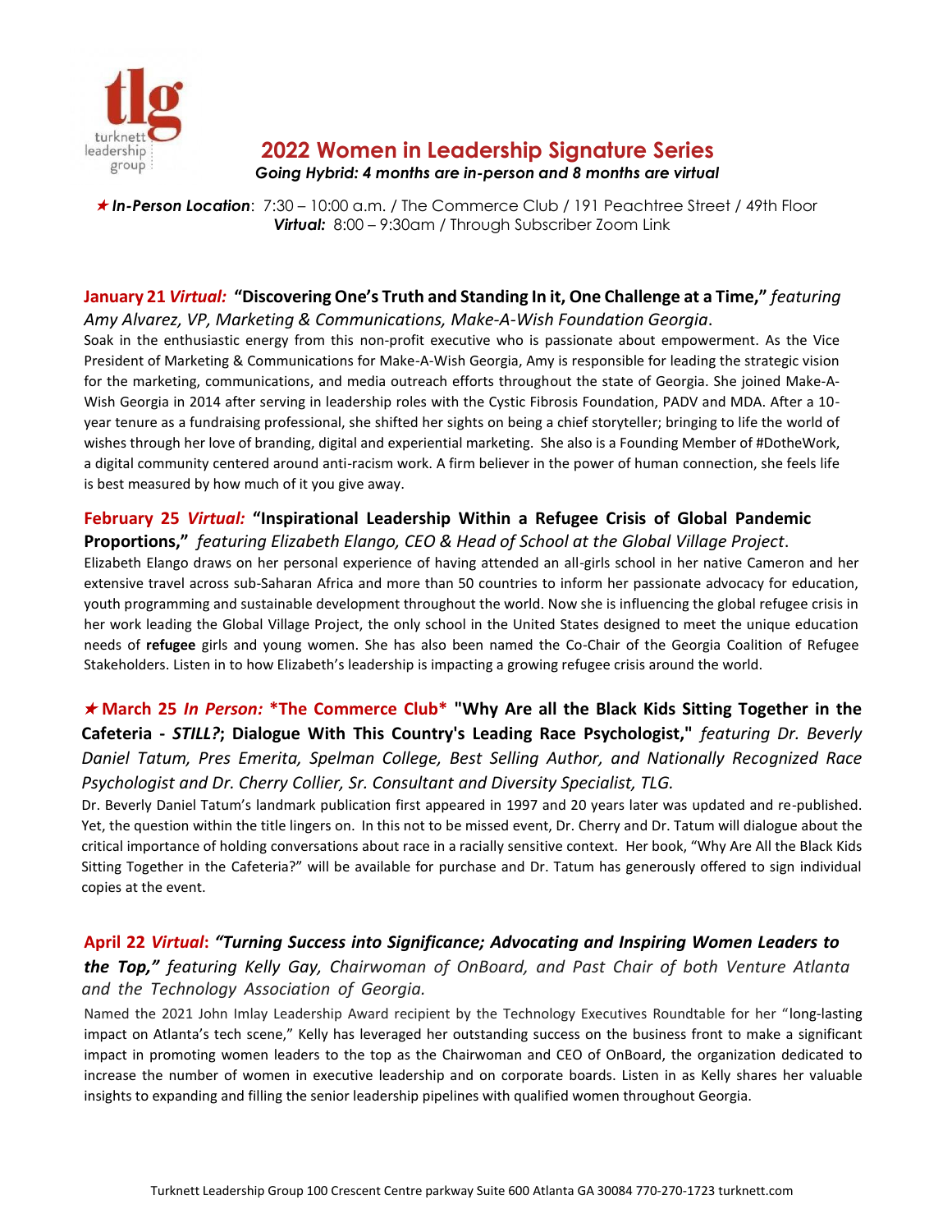tlg
turknett leadership group

# 2022 Women in Leadership Signature Series

***Going Hybrid: 4 months are in-person and 8 months are virtual***

★ ***In-Person Location***: 7:30 – 10:00 a.m. / The Commerce Club / 191 Peachtree Street / 49th Floor
***Virtual:*** 8:00 – 9:30am / Through Subscriber Zoom Link

**January 21** ***Virtual:*** **"Discovering One's Truth and Standing In it, One Challenge at a Time,"** *featuring Amy Alvarez, VP, Marketing & Communications, Make-A-Wish Foundation Georgia*.

Soak in the enthusiastic energy from this non-profit executive who is passionate about empowerment. As the Vice President of Marketing & Communications for Make-A-Wish Georgia, Amy is responsible for leading the strategic vision for the marketing, communications, and media outreach efforts throughout the state of Georgia. She joined Make-A-Wish Georgia in 2014 after serving in leadership roles with the Cystic Fibrosis Foundation, PADV and MDA. After a 10-year tenure as a fundraising professional, she shifted her sights on being a chief storyteller; bringing to life the world of wishes through her love of branding, digital and experiential marketing. She also is a Founding Member of #DotheWork, a digital community centered around anti-racism work. A firm believer in the power of human connection, she feels life is best measured by how much of it you give away.

**February 25** ***Virtual:*** **"Inspirational Leadership Within a Refugee Crisis of Global Pandemic Proportions,"** *featuring Elizabeth Elango, CEO & Head of School at the Global Village Project*.

Elizabeth Elango draws on her personal experience of having attended an all-girls school in her native Cameron and her extensive travel across sub-Saharan Africa and more than 50 countries to inform her passionate advocacy for education, youth programming and sustainable development throughout the world. Now she is influencing the global refugee crisis in her work leading the Global Village Project, the only school in the United States designed to meet the unique education needs of **refugee** girls and young women. She has also been named the Co-Chair of the Georgia Coalition of Refugee Stakeholders. Listen in to how Elizabeth's leadership is impacting a growing refugee crisis around the world.

★ **March 25** ***In Person:*** **\*The Commerce Club\*** **"Why Are all the Black Kids Sitting Together in the Cafeteria -** ***STILL?*****; Dialogue With This Country's Leading Race Psychologist,"** *featuring Dr. Beverly Daniel Tatum, Pres Emerita, Spelman College, Best Selling Author, and Nationally Recognized Race Psychologist and Dr. Cherry Collier, Sr. Consultant and Diversity Specialist, TLG.*

Dr. Beverly Daniel Tatum's landmark publication first appeared in 1997 and 20 years later was updated and re-published. Yet, the question within the title lingers on. In this not to be missed event, Dr. Cherry and Dr. Tatum will dialogue about the critical importance of holding conversations about race in a racially sensitive context. Her book, "Why Are All the Black Kids Sitting Together in the Cafeteria?" will be available for purchase and Dr. Tatum has generously offered to sign individual copies at the event.

**April 22** ***Virtual*****:** ***"Turning Success into Significance; Advocating and Inspiring Women Leaders to the Top,"*** *featuring Kelly Gay, Chairwoman of OnBoard, and Past Chair of both Venture Atlanta and the Technology Association of Georgia.*

Named the 2021 John Imlay Leadership Award recipient by the Technology Executives Roundtable for her "long-lasting impact on Atlanta's tech scene," Kelly has leveraged her outstanding success on the business front to make a significant impact in promoting women leaders to the top as the Chairwoman and CEO of OnBoard, the organization dedicated to increase the number of women in executive leadership and on corporate boards. Listen in as Kelly shares her valuable insights to expanding and filling the senior leadership pipelines with qualified women throughout Georgia.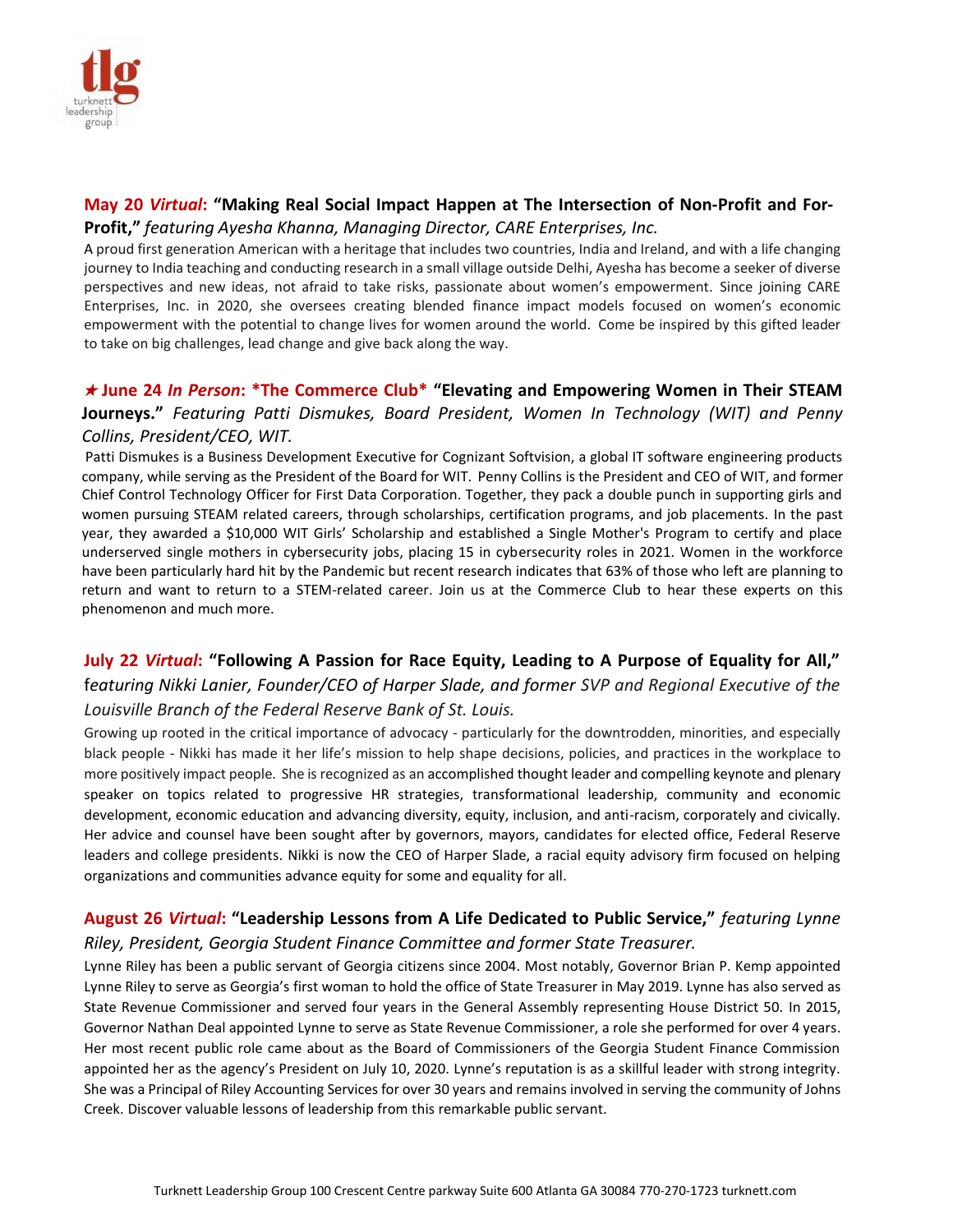**May 20 *Virtual*: "Making Real Social Impact Happen at The Intersection of Non-Profit and For-Profit,"** *featuring Ayesha Khanna, Managing Director, CARE Enterprises, Inc.*

A proud first generation American with a heritage that includes two countries, India and Ireland, and with a life changing journey to India teaching and conducting research in a small village outside Delhi, Ayesha has become a seeker of diverse perspectives and new ideas, not afraid to take risks, passionate about women's empowerment. Since joining CARE Enterprises, Inc. in 2020, she oversees creating blended finance impact models focused on women's economic empowerment with the potential to change lives for women around the world. Come be inspired by this gifted leader to take on big challenges, lead change and give back along the way.

**★ June 24 *In Person*: *The Commerce Club* "Elevating and Empowering Women in Their STEAM Journeys."** *Featuring Patti Dismukes, Board President, Women In Technology (WIT) and Penny Collins, President/CEO, WIT.*

Patti Dismukes is a Business Development Executive for Cognizant Softvision, a global IT software engineering products company, while serving as the President of the Board for WIT. Penny Collins is the President and CEO of WIT, and former Chief Control Technology Officer for First Data Corporation. Together, they pack a double punch in supporting girls and women pursuing STEAM related careers, through scholarships, certification programs, and job placements. In the past year, they awarded a $10,000 WIT Girls' Scholarship and established a Single Mother's Program to certify and place underserved single mothers in cybersecurity jobs, placing 15 in cybersecurity roles in 2021. Women in the workforce have been particularly hard hit by the Pandemic but recent research indicates that 63% of those who left are planning to return and want to return to a STEM-related career. Join us at the Commerce Club to hear these experts on this phenomenon and much more.

**July 22 *Virtual*: "Following A Passion for Race Equity, Leading to A Purpose of Equality for All,"** *featuring Nikki Lanier, Founder/CEO of Harper Slade, and former SVP and Regional Executive of the Louisville Branch of the Federal Reserve Bank of St. Louis.*

Growing up rooted in the critical importance of advocacy - particularly for the downtrodden, minorities, and especially black people - Nikki has made it her life's mission to help shape decisions, policies, and practices in the workplace to more positively impact people. She is recognized as an accomplished thought leader and compelling keynote and plenary speaker on topics related to progressive HR strategies, transformational leadership, community and economic development, economic education and advancing diversity, equity, inclusion, and anti-racism, corporately and civically. Her advice and counsel have been sought after by governors, mayors, candidates for elected office, Federal Reserve leaders and college presidents. Nikki is now the CEO of Harper Slade, a racial equity advisory firm focused on helping organizations and communities advance equity for some and equality for all.

**August 26 *Virtual*: "Leadership Lessons from A Life Dedicated to Public Service,"** *featuring Lynne Riley, President, Georgia Student Finance Committee and former State Treasurer.*

Lynne Riley has been a public servant of Georgia citizens since 2004. Most notably, Governor Brian P. Kemp appointed Lynne Riley to serve as Georgia's first woman to hold the office of State Treasurer in May 2019. Lynne has also served as State Revenue Commissioner and served four years in the General Assembly representing House District 50. In 2015, Governor Nathan Deal appointed Lynne to serve as State Revenue Commissioner, a role she performed for over 4 years. Her most recent public role came about as the Board of Commissioners of the Georgia Student Finance Commission appointed her as the agency's President on July 10, 2020. Lynne's reputation is as a skillful leader with strong integrity. She was a Principal of Riley Accounting Services for over 30 years and remains involved in serving the community of Johns Creek. Discover valuable lessons of leadership from this remarkable public servant.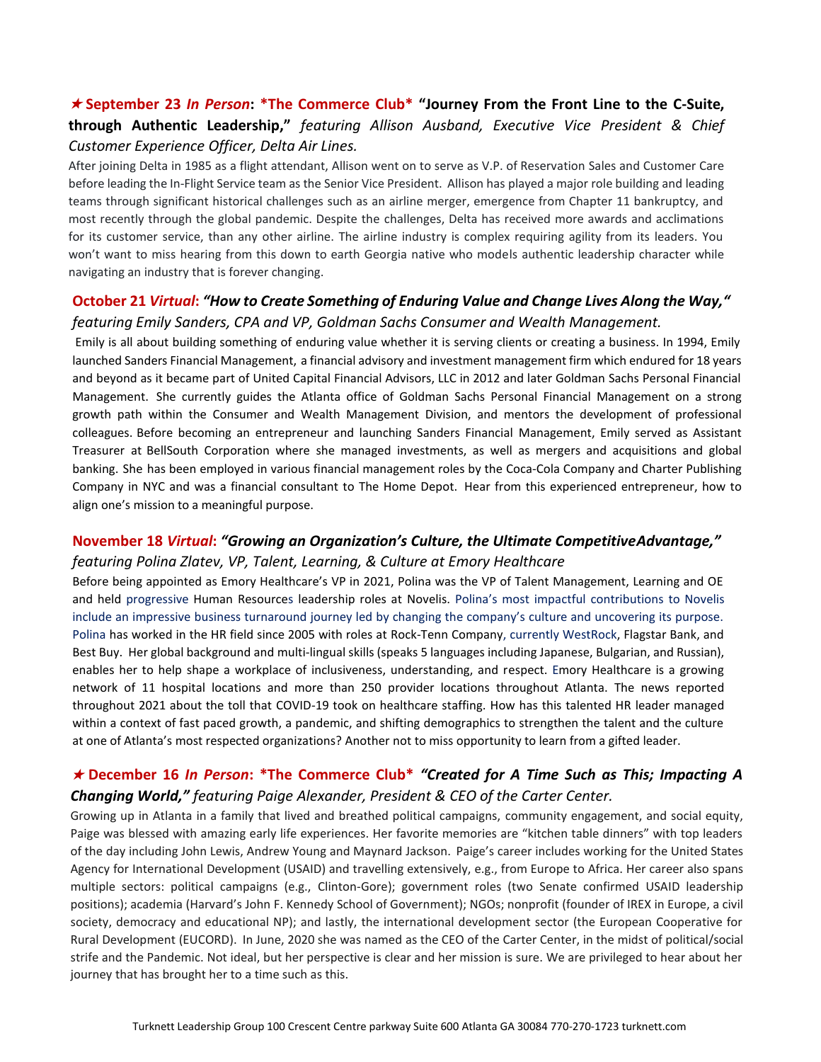✭ **September 23 *In Person*: \*The Commerce Club\* "Journey From the Front Line to the C-Suite, through Authentic Leadership,"** *featuring Allison Ausband, Executive Vice President & Chief Customer Experience Officer, Delta Air Lines.*

After joining Delta in 1985 as a flight attendant, Allison went on to serve as V.P. of Reservation Sales and Customer Care before leading the In-Flight Service team as the Senior Vice President. Allison has played a major role building and leading teams through significant historical challenges such as an airline merger, emergence from Chapter 11 bankruptcy, and most recently through the global pandemic. Despite the challenges, Delta has received more awards and acclimations for its customer service, than any other airline. The airline industry is complex requiring agility from its leaders. You won't want to miss hearing from this down to earth Georgia native who models authentic leadership character while navigating an industry that is forever changing.

**October 21 *Virtual*: *"How to Create Something of Enduring Value and Change Lives Along the Way,"*** *featuring Emily Sanders, CPA and VP, Goldman Sachs Consumer and Wealth Management.*

Emily is all about building something of enduring value whether it is serving clients or creating a business. In 1994, Emily launched Sanders Financial Management, a financial advisory and investment management firm which endured for 18 years and beyond as it became part of United Capital Financial Advisors, LLC in 2012 and later Goldman Sachs Personal Financial Management. She currently guides the Atlanta office of Goldman Sachs Personal Financial Management on a strong growth path within the Consumer and Wealth Management Division, and mentors the development of professional colleagues. Before becoming an entrepreneur and launching Sanders Financial Management, Emily served as Assistant Treasurer at BellSouth Corporation where she managed investments, as well as mergers and acquisitions and global banking. She has been employed in various financial management roles by the Coca-Cola Company and Charter Publishing Company in NYC and was a financial consultant to The Home Depot. Hear from this experienced entrepreneur, how to align one's mission to a meaningful purpose.

**November 18 *Virtual*: *"Growing an Organization's Culture, the Ultimate CompetitiveAdvantage,"*** *featuring Polina Zlatev, VP, Talent, Learning, & Culture at Emory Healthcare*

Before being appointed as Emory Healthcare's VP in 2021, Polina was the VP of Talent Management, Learning and OE and held progressive Human Resources leadership roles at Novelis. Polina's most impactful contributions to Novelis include an impressive business turnaround journey led by changing the company's culture and uncovering its purpose. Polina has worked in the HR field since 2005 with roles at Rock-Tenn Company, currently WestRock, Flagstar Bank, and Best Buy. Her global background and multi-lingual skills (speaks 5 languages including Japanese, Bulgarian, and Russian), enables her to help shape a workplace of inclusiveness, understanding, and respect. Emory Healthcare is a growing network of 11 hospital locations and more than 250 provider locations throughout Atlanta. The news reported throughout 2021 about the toll that COVID-19 took on healthcare staffing. How has this talented HR leader managed within a context of fast paced growth, a pandemic, and shifting demographics to strengthen the talent and the culture at one of Atlanta's most respected organizations? Another not to miss opportunity to learn from a gifted leader.

✭ **December 16 *In Person*: \*The Commerce Club\* *"Created for A Time Such as This; Impacting A Changing World,"*** *featuring Paige Alexander, President & CEO of the Carter Center.*

Growing up in Atlanta in a family that lived and breathed political campaigns, community engagement, and social equity, Paige was blessed with amazing early life experiences. Her favorite memories are "kitchen table dinners" with top leaders of the day including John Lewis, Andrew Young and Maynard Jackson. Paige's career includes working for the United States Agency for International Development (USAID) and travelling extensively, e.g., from Europe to Africa. Her career also spans multiple sectors: political campaigns (e.g., Clinton-Gore); government roles (two Senate confirmed USAID leadership positions); academia (Harvard's John F. Kennedy School of Government); NGOs; nonprofit (founder of IREX in Europe, a civil society, democracy and educational NP); and lastly, the international development sector (the European Cooperative for Rural Development (EUCORD). In June, 2020 she was named as the CEO of the Carter Center, in the midst of political/social strife and the Pandemic. Not ideal, but her perspective is clear and her mission is sure. We are privileged to hear about her journey that has brought her to a time such as this.

Turknett Leadership Group 100 Crescent Centre parkway Suite 600 Atlanta GA 30084 770-270-1723 turknett.com